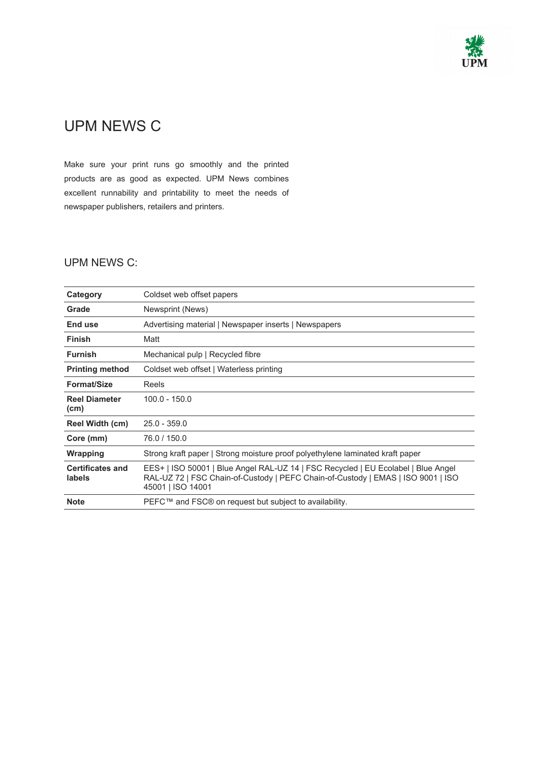# UPM NEWS C

Make sure your print runs go smoothly and the printed products are as good as expected. UPM News combines excellent runnability and printability to meet the needs of newspaper publishers, retailers and printers.

## UPM NEWS C:

| | |
|---|---|
| **Category** | Coldset web offset papers |
| **Grade** | Newsprint (News) |
| **End use** | Advertising material \| Newspaper inserts \| Newspapers |
| **Finish** | Matt |
| **Furnish** | Mechanical pulp \| Recycled fibre |
| **Printing method** | Coldset web offset \| Waterless printing |
| **Format/Size** | Reels |
| **Reel Diameter (cm)** | 100.0 - 150.0 |
| **Reel Width (cm)** | 25.0 - 359.0 |
| **Core (mm)** | 76.0 / 150.0 |
| **Wrapping** | Strong kraft paper \| Strong moisture proof polyethylene laminated kraft paper |
| **Certificates and labels** | EES+ \| ISO 50001 \| Blue Angel RAL-UZ 14 \| FSC Recycled \| EU Ecolabel \| Blue Angel RAL-UZ 72 \| FSC Chain-of-Custody \| PEFC Chain-of-Custody \| EMAS \| ISO 9001 \| ISO 45001 \| ISO 14001 |
| **Note** | PEFC™ and FSC® on request but subject to availability. |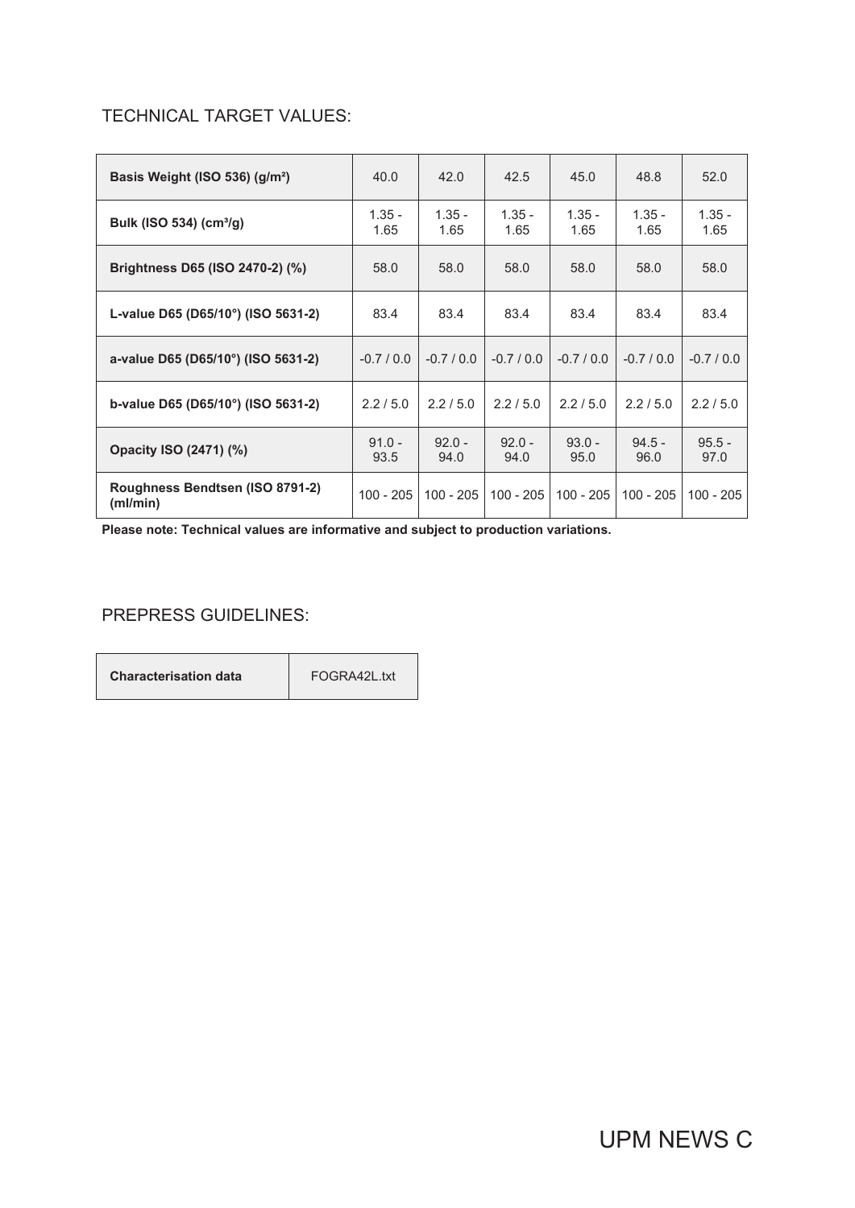## TECHNICAL TARGET VALUES:

| | | | | | | |
|---|---|---|---|---|---|---|
| **Basis Weight (ISO 536) (g/m²)** | 40.0 | 42.0 | 42.5 | 45.0 | 48.8 | 52.0 |
| **Bulk (ISO 534) (cm³/g)** | 1.35 - 1.65 | 1.35 - 1.65 | 1.35 - 1.65 | 1.35 - 1.65 | 1.35 - 1.65 | 1.35 - 1.65 |
| **Brightness D65 (ISO 2470-2) (%)** | 58.0 | 58.0 | 58.0 | 58.0 | 58.0 | 58.0 |
| **L-value D65 (D65/10°) (ISO 5631-2)** | 83.4 | 83.4 | 83.4 | 83.4 | 83.4 | 83.4 |
| **a-value D65 (D65/10°) (ISO 5631-2)** | -0.7 / 0.0 | -0.7 / 0.0 | -0.7 / 0.0 | -0.7 / 0.0 | -0.7 / 0.0 | -0.7 / 0.0 |
| **b-value D65 (D65/10°) (ISO 5631-2)** | 2.2 / 5.0 | 2.2 / 5.0 | 2.2 / 5.0 | 2.2 / 5.0 | 2.2 / 5.0 | 2.2 / 5.0 |
| **Opacity ISO (2471) (%)** | 91.0 - 93.5 | 92.0 - 94.0 | 92.0 - 94.0 | 93.0 - 95.0 | 94.5 - 96.0 | 95.5 - 97.0 |
| **Roughness Bendtsen (ISO 8791-2) (ml/min)** | 100 - 205 | 100 - 205 | 100 - 205 | 100 - 205 | 100 - 205 | 100 - 205 |

**Please note: Technical values are informative and subject to production variations.**

## PREPRESS GUIDELINES:

| | |
|---|---|
| **Characterisation data** | FOGRA42L.txt |

UPM NEWS C